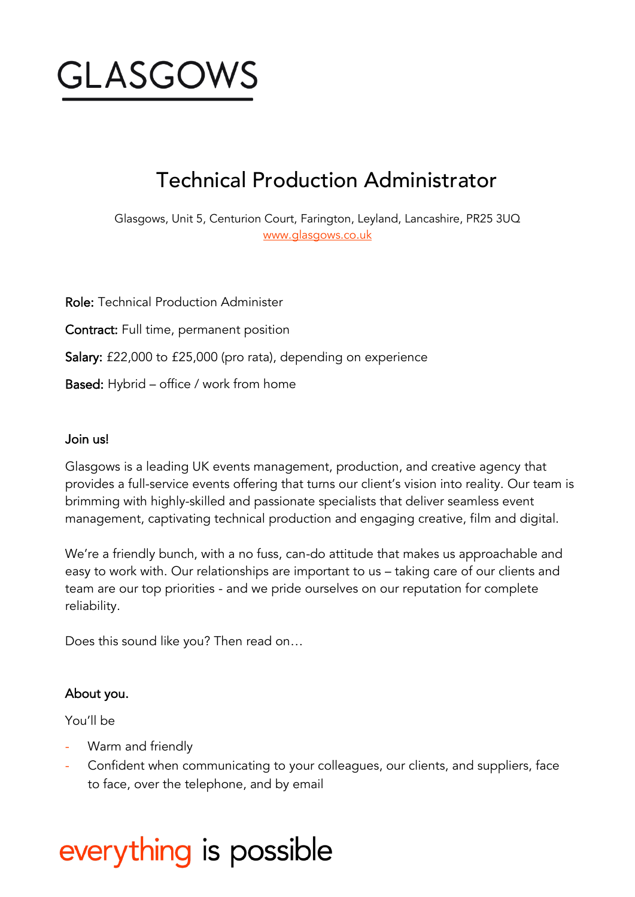# GLASGOWS

## Technical Production Administrator

Glasgows, Unit 5, Centurion Court, Farington, Leyland, Lancashire, PR25 3UQ
www.glasgows.co.uk

**Role:** Technical Production Administer

**Contract:** Full time, permanent position

**Salary:** £22,000 to £25,000 (pro rata), depending on experience

**Based:** Hybrid – office / work from home

### Join us!

Glasgows is a leading UK events management, production, and creative agency that provides a full-service events offering that turns our client's vision into reality. Our team is brimming with highly-skilled and passionate specialists that deliver seamless event management, captivating technical production and engaging creative, film and digital.

We're a friendly bunch, with a no fuss, can-do attitude that makes us approachable and easy to work with. Our relationships are important to us – taking care of our clients and team are our top priorities - and we pride ourselves on our reputation for complete reliability.

Does this sound like you? Then read on…

### About you.

You'll be

- Warm and friendly
- Confident when communicating to your colleagues, our clients, and suppliers, face to face, over the telephone, and by email

everything is possible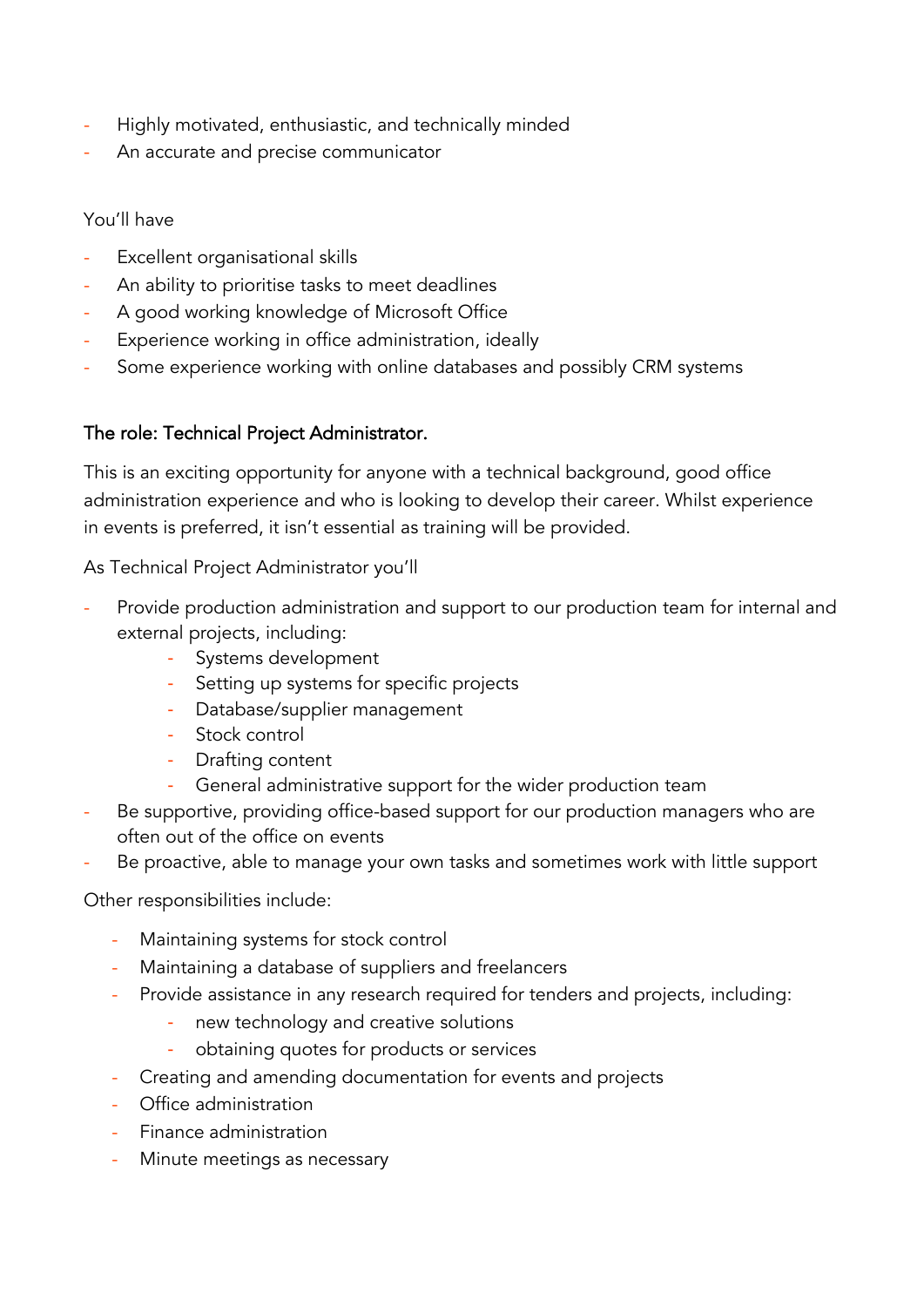- Highly motivated, enthusiastic, and technically minded
- An accurate and precise communicator

You'll have

- Excellent organisational skills
- An ability to prioritise tasks to meet deadlines
- A good working knowledge of Microsoft Office
- Experience working in office administration, ideally
- Some experience working with online databases and possibly CRM systems

**The role: Technical Project Administrator.**

This is an exciting opportunity for anyone with a technical background, good office administration experience and who is looking to develop their career. Whilst experience in events is preferred, it isn't essential as training will be provided.

As Technical Project Administrator you'll

- Provide production administration and support to our production team for internal and external projects, including:
    - Systems development
    - Setting up systems for specific projects
    - Database/supplier management
    - Stock control
    - Drafting content
    - General administrative support for the wider production team
- Be supportive, providing office-based support for our production managers who are often out of the office on events
- Be proactive, able to manage your own tasks and sometimes work with little support

Other responsibilities include:

- Maintaining systems for stock control
- Maintaining a database of suppliers and freelancers
- Provide assistance in any research required for tenders and projects, including:
    - new technology and creative solutions
    - obtaining quotes for products or services
- Creating and amending documentation for events and projects
- Office administration
- Finance administration
- Minute meetings as necessary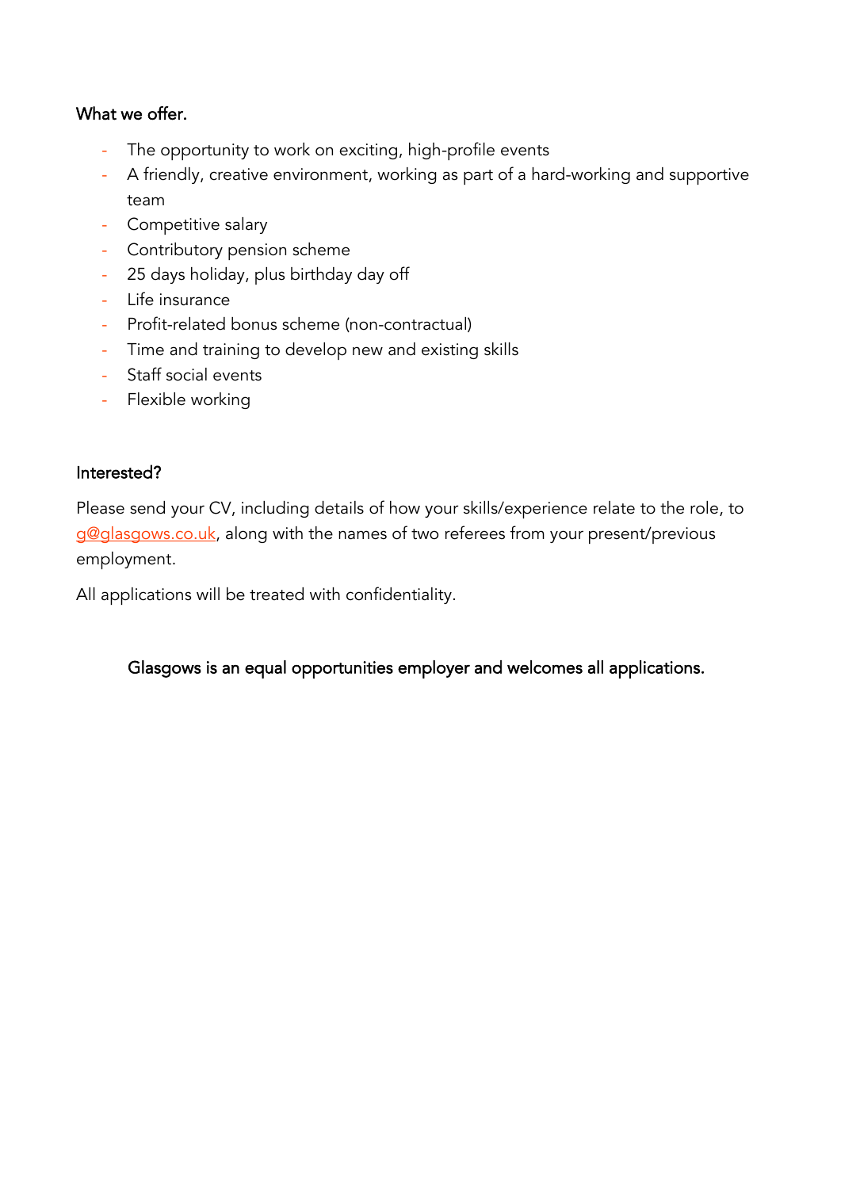## What we offer.

- The opportunity to work on exciting, high-profile events
- A friendly, creative environment, working as part of a hard-working and supportive team
- Competitive salary
- Contributory pension scheme
- 25 days holiday, plus birthday day off
- Life insurance
- Profit-related bonus scheme (non-contractual)
- Time and training to develop new and existing skills
- Staff social events
- Flexible working

## Interested?

Please send your CV, including details of how your skills/experience relate to the role, to g@glasgows.co.uk, along with the names of two referees from your present/previous employment.

All applications will be treated with confidentiality.

Glasgows is an equal opportunities employer and welcomes all applications.